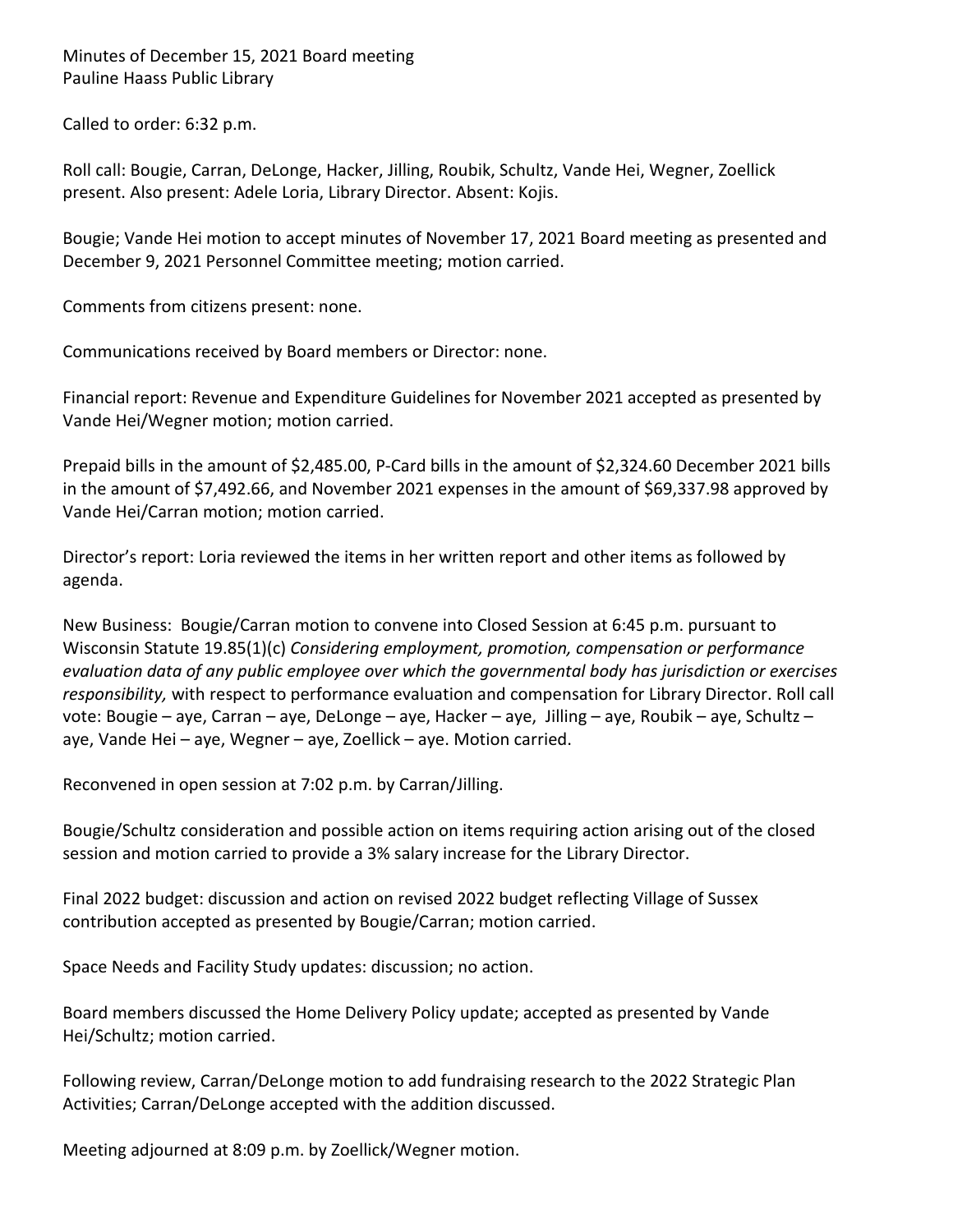Minutes of December 15, 2021 Board meeting
Pauline Haass Public Library

Called to order: 6:32 p.m.

Roll call: Bougie, Carran, DeLonge, Hacker, Jilling, Roubik, Schultz, Vande Hei, Wegner, Zoellick present. Also present: Adele Loria, Library Director. Absent: Kojis.

Bougie; Vande Hei motion to accept minutes of November 17, 2021 Board meeting as presented and December 9, 2021 Personnel Committee meeting; motion carried.

Comments from citizens present: none.

Communications received by Board members or Director: none.

Financial report: Revenue and Expenditure Guidelines for November 2021 accepted as presented by Vande Hei/Wegner motion; motion carried.

Prepaid bills in the amount of $2,485.00, P-Card bills in the amount of $2,324.60 December 2021 bills in the amount of $7,492.66, and November 2021 expenses in the amount of $69,337.98 approved by Vande Hei/Carran motion; motion carried.

Director's report: Loria reviewed the items in her written report and other items as followed by agenda.

New Business: Bougie/Carran motion to convene into Closed Session at 6:45 p.m. pursuant to Wisconsin Statute 19.85(1)(c) *Considering employment, promotion, compensation or performance evaluation data of any public employee over which the governmental body has jurisdiction or exercises responsibility,* with respect to performance evaluation and compensation for Library Director. Roll call vote: Bougie – aye, Carran – aye, DeLonge – aye, Hacker – aye, Jilling – aye, Roubik – aye, Schultz – aye, Vande Hei – aye, Wegner – aye, Zoellick – aye. Motion carried.

Reconvened in open session at 7:02 p.m. by Carran/Jilling.

Bougie/Schultz consideration and possible action on items requiring action arising out of the closed session and motion carried to provide a 3% salary increase for the Library Director.

Final 2022 budget: discussion and action on revised 2022 budget reflecting Village of Sussex contribution accepted as presented by Bougie/Carran; motion carried.

Space Needs and Facility Study updates: discussion; no action.

Board members discussed the Home Delivery Policy update; accepted as presented by Vande Hei/Schultz; motion carried.

Following review, Carran/DeLonge motion to add fundraising research to the 2022 Strategic Plan Activities; Carran/DeLonge accepted with the addition discussed.

Meeting adjourned at 8:09 p.m. by Zoellick/Wegner motion.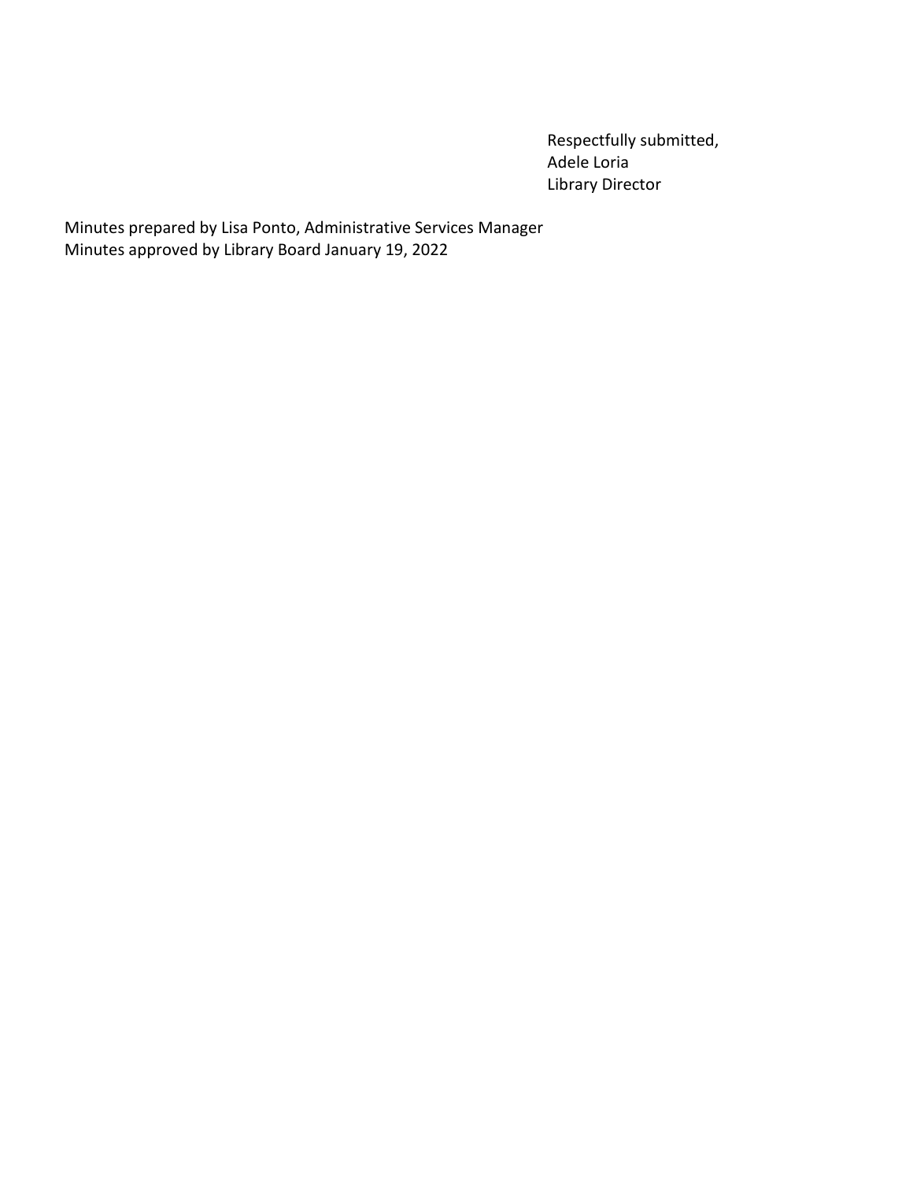Respectfully submitted,
Adele Loria
Library Director

Minutes prepared by Lisa Ponto, Administrative Services Manager
Minutes approved by Library Board January 19, 2022